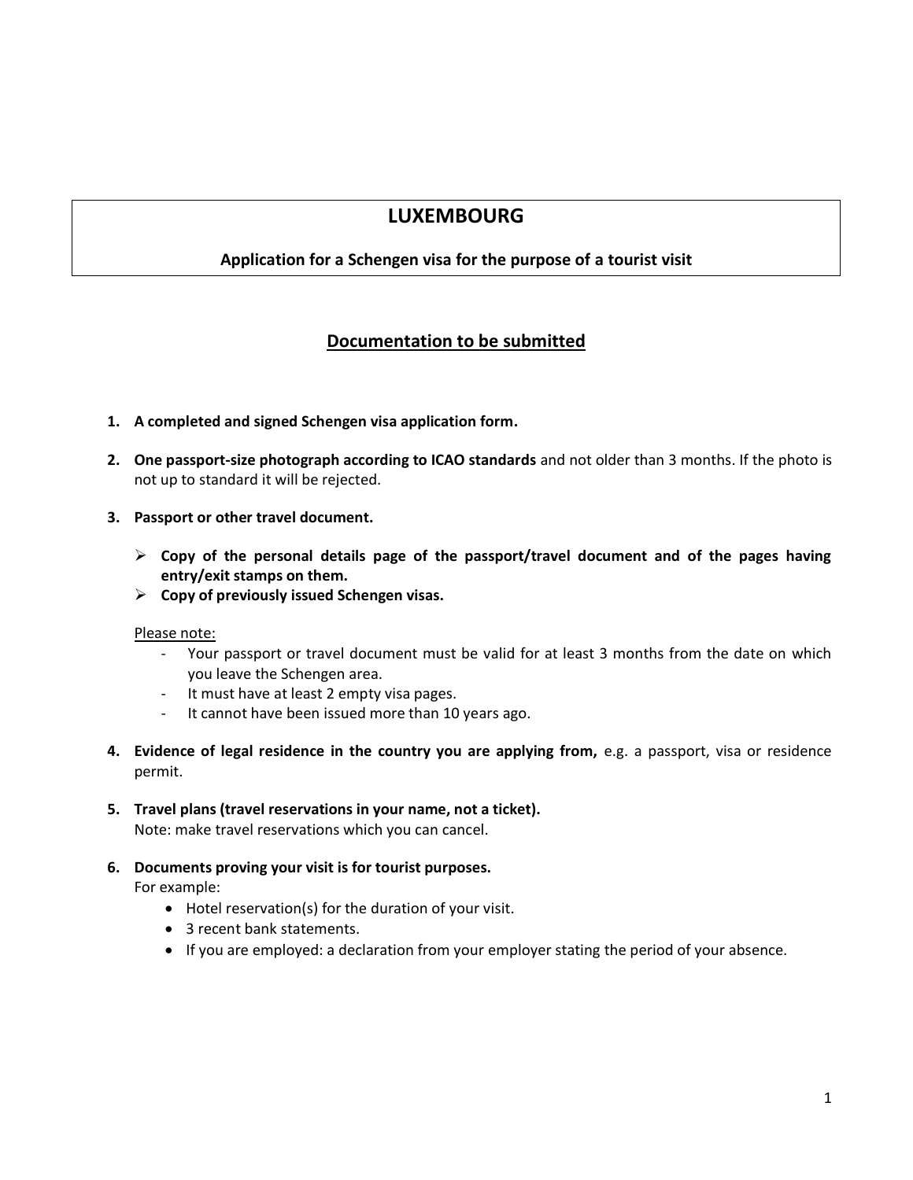# LUXEMBOURG

**Application for a Schengen visa for the purpose of a tourist visit**

## Documentation to be submitted

1. **A completed and signed Schengen visa application form.**

2. **One passport-size photograph according to ICAO standards** and not older than 3 months. If the photo is not up to standard it will be rejected.

3. **Passport or other travel document.**

   - **Copy of the personal details page of the passport/travel document and of the pages having entry/exit stamps on them.**
   - **Copy of previously issued Schengen visas.**

   Please note:
   - Your passport or travel document must be valid for at least 3 months from the date on which you leave the Schengen area.
   - It must have at least 2 empty visa pages.
   - It cannot have been issued more than 10 years ago.

4. **Evidence of legal residence in the country you are applying from,** e.g. a passport, visa or residence permit.

5. **Travel plans (travel reservations in your name, not a ticket).**
   Note: make travel reservations which you can cancel.

6. **Documents proving your visit is for tourist purposes.**
   For example:
   - Hotel reservation(s) for the duration of your visit.
   - 3 recent bank statements.
   - If you are employed: a declaration from your employer stating the period of your absence.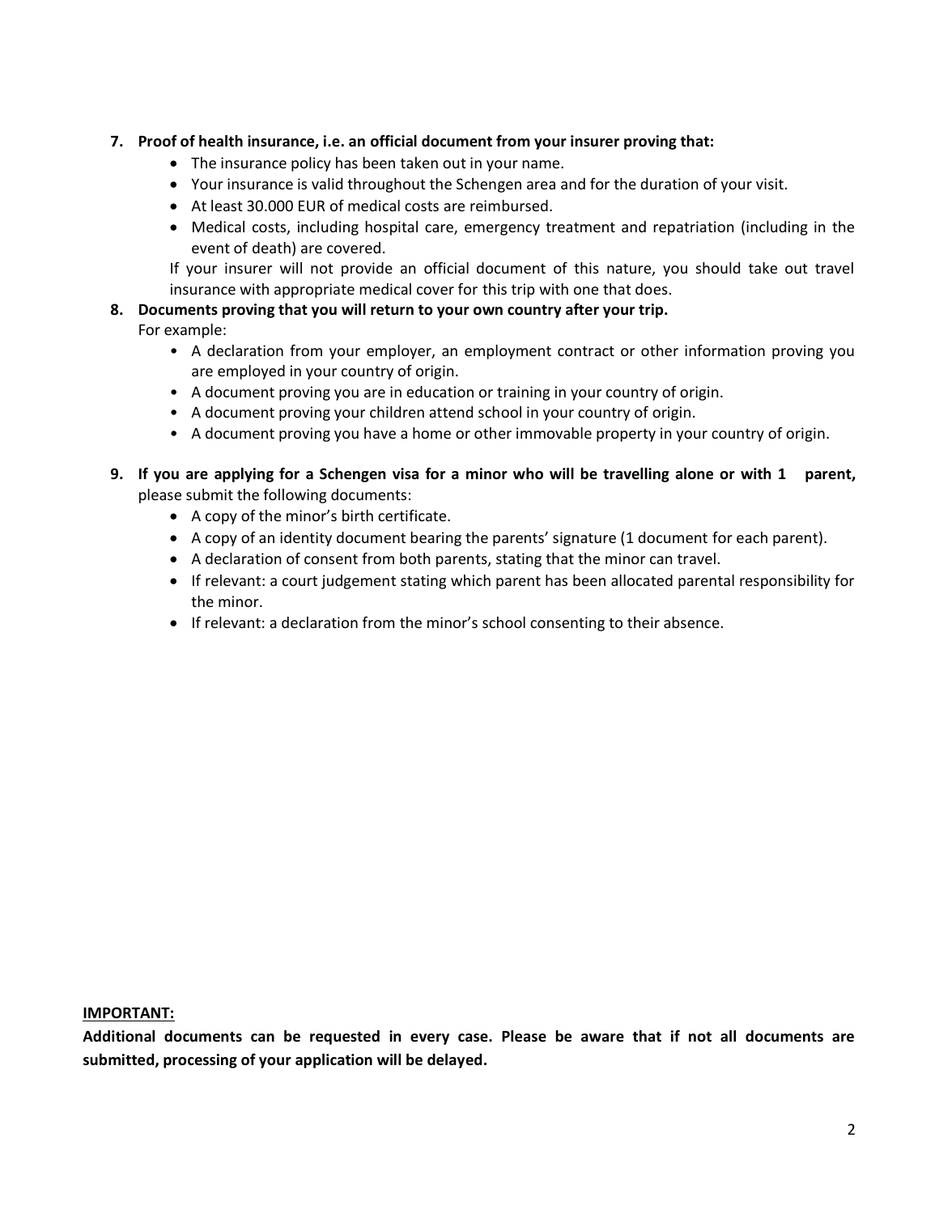7. **Proof of health insurance, i.e. an official document from your insurer proving that:**
    - The insurance policy has been taken out in your name.
    - Your insurance is valid throughout the Schengen area and for the duration of your visit.
    - At least 30.000 EUR of medical costs are reimbursed.
    - Medical costs, including hospital care, emergency treatment and repatriation (including in the event of death) are covered.

    If your insurer will not provide an official document of this nature, you should take out travel insurance with appropriate medical cover for this trip with one that does.

8. **Documents proving that you will return to your own country after your trip.**

    For example:
    - A declaration from your employer, an employment contract or other information proving you are employed in your country of origin.
    - A document proving you are in education or training in your country of origin.
    - A document proving your children attend school in your country of origin.
    - A document proving you have a home or other immovable property in your country of origin.

9. **If you are applying for a Schengen visa for a minor who will be travelling alone or with 1 parent,** please submit the following documents:
    - A copy of the minor's birth certificate.
    - A copy of an identity document bearing the parents' signature (1 document for each parent).
    - A declaration of consent from both parents, stating that the minor can travel.
    - If relevant: a court judgement stating which parent has been allocated parental responsibility for the minor.
    - If relevant: a declaration from the minor's school consenting to their absence.

**IMPORTANT:**

**Additional documents can be requested in every case. Please be aware that if not all documents are submitted, processing of your application will be delayed.**